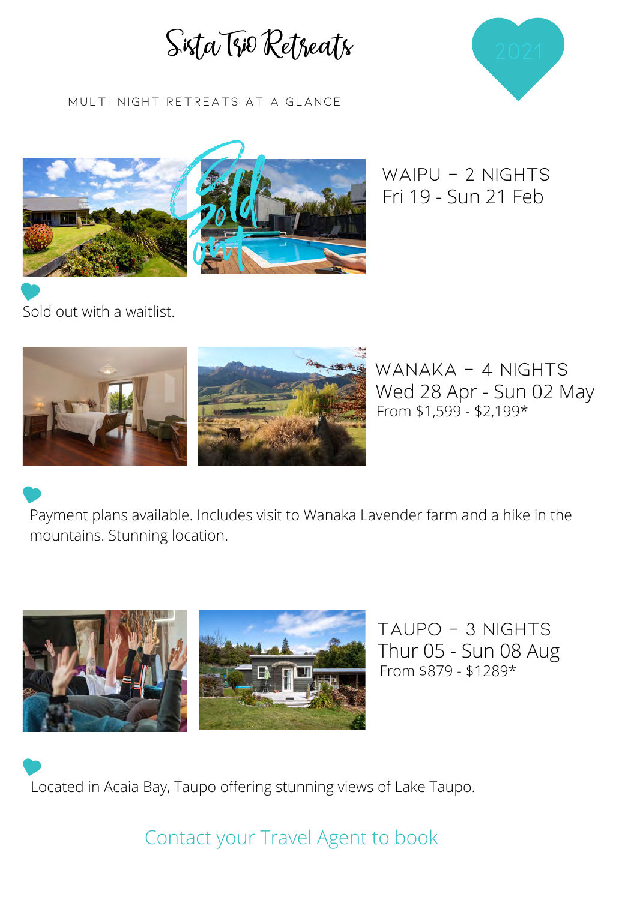# Sista Trio Retreats

2021

MULTI NIGHT RETREATS AT A GLANCE

Sold out

## WAIPU – 2 NIGHTS
Fri 19 - Sun 21 Feb

Sold out with a waitlist.

## WANAKA – 4 NIGHTS
Wed 28 Apr - Sun 02 May
From $1,599 - $2,199*

Payment plans available. Includes visit to Wanaka Lavender farm and a hike in the mountains. Stunning location.

## TAUPO – 3 NIGHTS
Thur 05 - Sun 08 Aug
From $879 - $1289*

Located in Acaia Bay, Taupo offering stunning views of Lake Taupo.

Contact your Travel Agent to book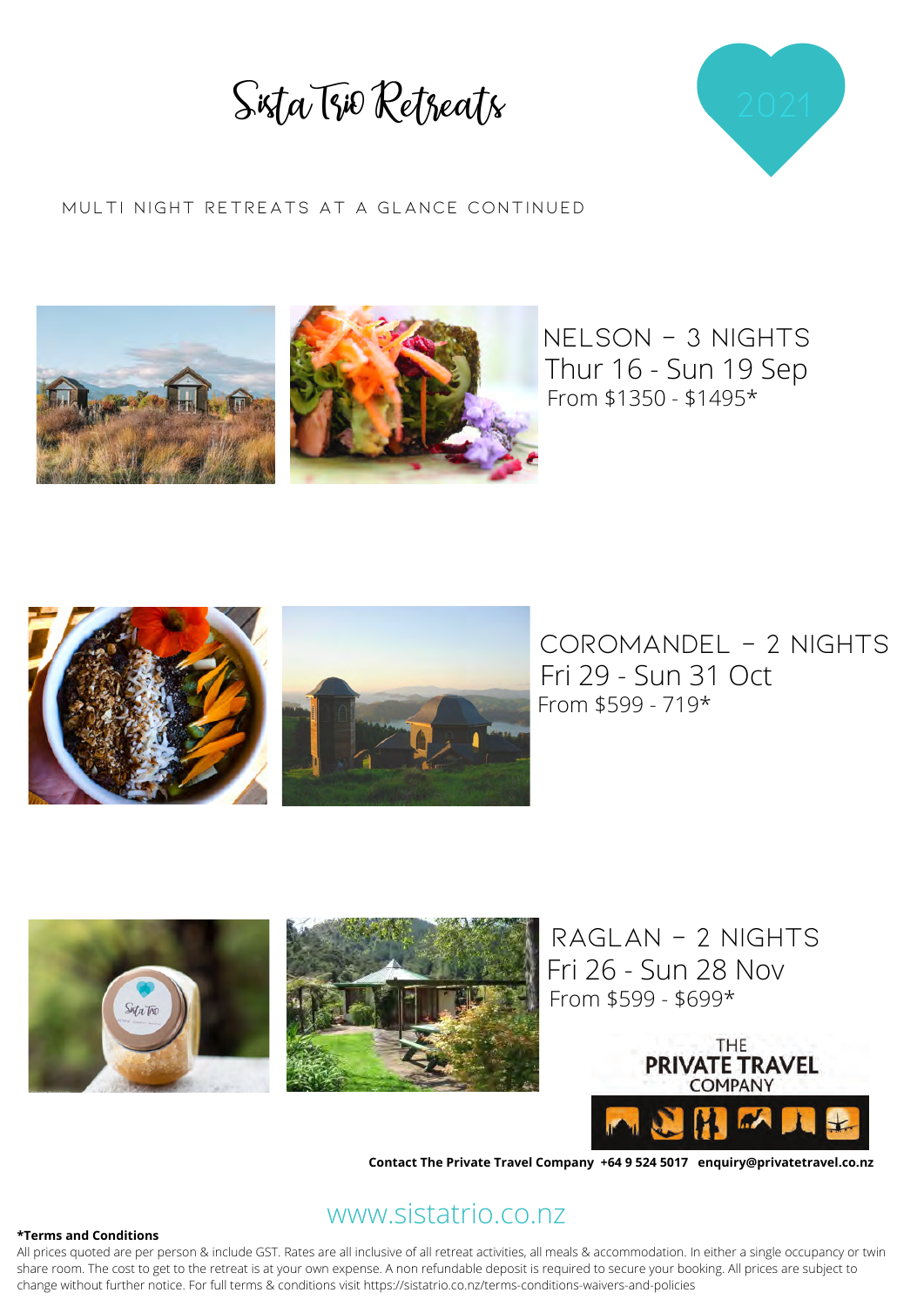# Sista Trio Retreats

2021

MULTI NIGHT RETREATS AT A GLANCE CONTINUED

## NELSON – 3 NIGHTS

Thur 16 - Sun 19 Sep

From $1350 - $1495*

## COROMANDEL – 2 NIGHTS

Fri 29 - Sun 31 Oct

From $599 - 719*

## RAGLAN – 2 NIGHTS

Fri 26 - Sun 28 Nov

From $599 - $699*

THE PRIVATE TRAVEL COMPANY

**Contact The Private Travel Company +64 9 524 5017 enquiry@privatetravel.co.nz**

www.sistatrio.co.nz

**\*Terms and Conditions**

All prices quoted are per person & include GST. Rates are all inclusive of all retreat activities, all meals & accommodation. In either a single occupancy or twin share room. The cost to get to the retreat is at your own expense. A non refundable deposit is required to secure your booking. All prices are subject to change without further notice. For full terms & conditions visit https://sistatrio.co.nz/terms-conditions-waivers-and-policies